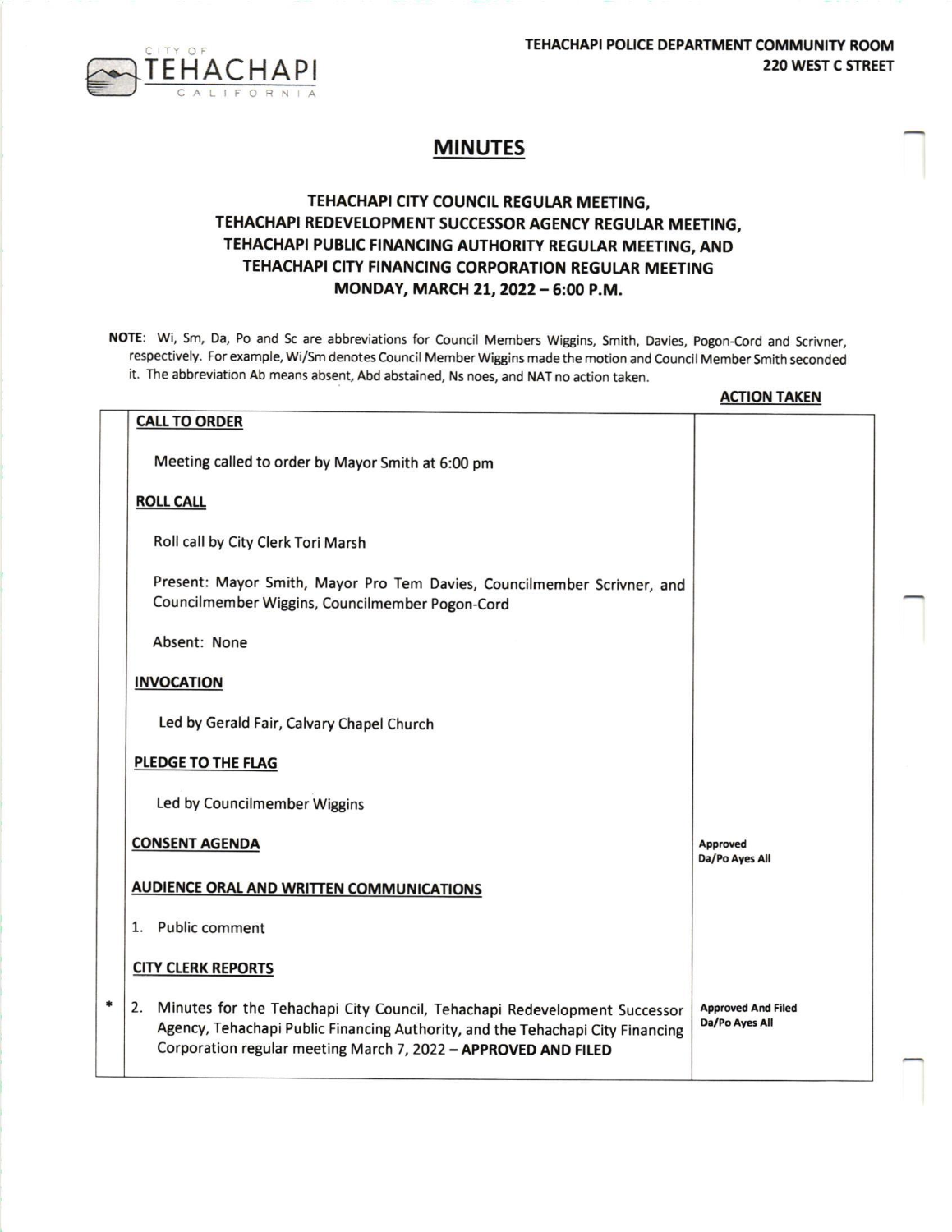CITY OF TEHACHAPI CALIFORNIA

**TEHACHAPI POLICE DEPARTMENT COMMUNITY ROOM**
**220 WEST C STREET**

# MINUTES

## TEHACHAPI CITY COUNCIL REGULAR MEETING, TEHACHAPI REDEVELOPMENT SUCCESSOR AGENCY REGULAR MEETING, TEHACHAPI PUBLIC FINANCING AUTHORITY REGULAR MEETING, AND TEHACHAPI CITY FINANCING CORPORATION REGULAR MEETING MONDAY, MARCH 21, 2022 – 6:00 P.M.

**NOTE**: Wi, Sm, Da, Po and Sc are abbreviations for Council Members Wiggins, Smith, Davies, Pogon-Cord and Scrivner, respectively. For example, Wi/Sm denotes Council Member Wiggins made the motion and Council Member Smith seconded it. The abbreviation Ab means absent, Abd abstained, Ns noes, and NAT no action taken.

| | | **ACTION TAKEN** |
|---|---|---|
| | **CALL TO ORDER**<br><br>Meeting called to order by Mayor Smith at 6:00 pm | |
| | **ROLL CALL**<br><br>Roll call by City Clerk Tori Marsh<br><br>Present: Mayor Smith, Mayor Pro Tem Davies, Councilmember Scrivner, and Councilmember Wiggins, Councilmember Pogon-Cord<br><br>Absent: None | |
| | **INVOCATION**<br><br>Led by Gerald Fair, Calvary Chapel Church | |
| | **PLEDGE TO THE FLAG**<br><br>Led by Councilmember Wiggins | |
| | **CONSENT AGENDA** | Approved<br>Da/Po Ayes All |
| | **AUDIENCE ORAL AND WRITTEN COMMUNICATIONS**<br><br>1. Public comment | |
| | **CITY CLERK REPORTS** | |
| * | 2. Minutes for the Tehachapi City Council, Tehachapi Redevelopment Successor Agency, Tehachapi Public Financing Authority, and the Tehachapi City Financing Corporation regular meeting March 7, 2022 – **APPROVED AND FILED** | Approved And Filed<br>Da/Po Ayes All |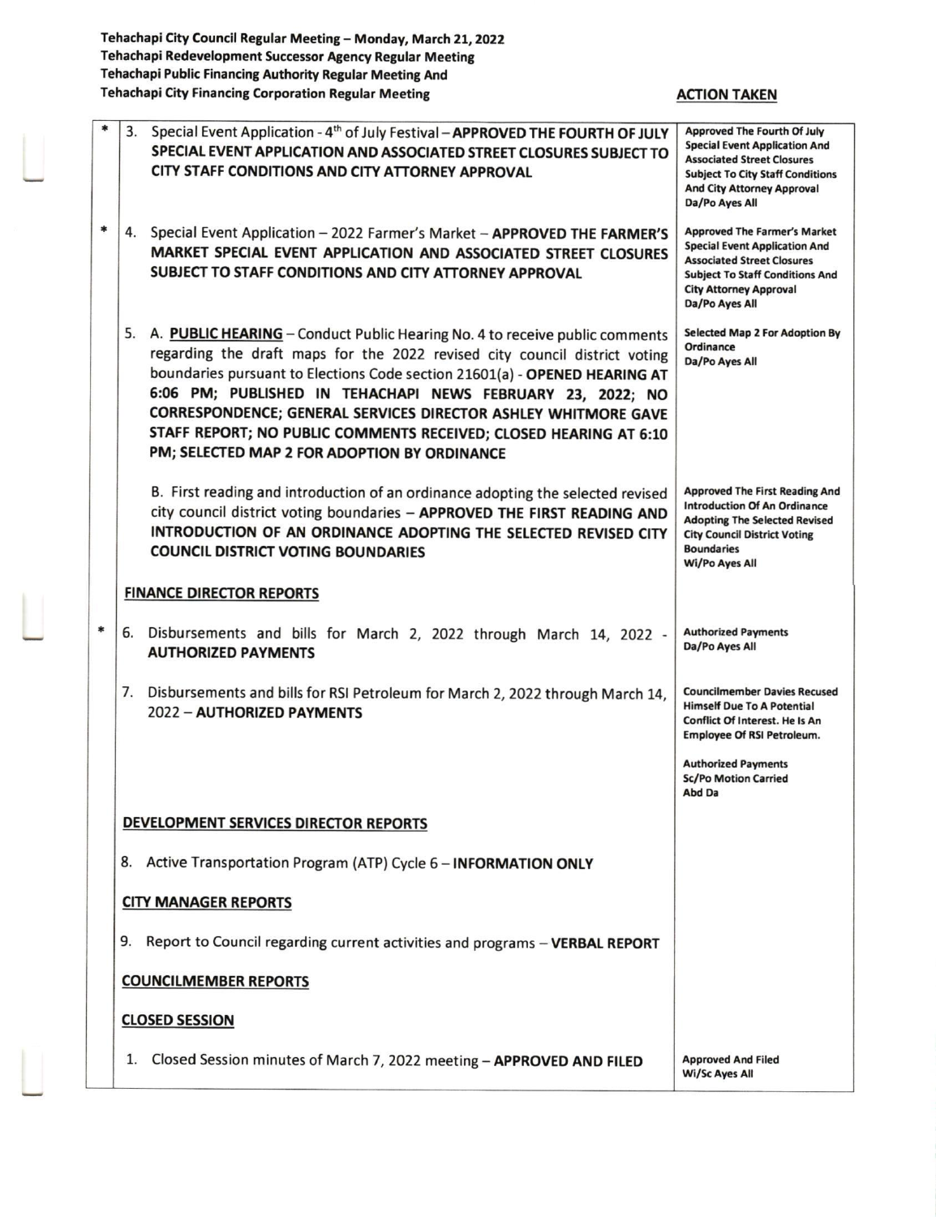Tehachapi City Council Regular Meeting – Monday, March 21, 2022
Tehachapi Redevelopment Successor Agency Regular Meeting
Tehachapi Public Financing Authority Regular Meeting And
Tehachapi City Financing Corporation Regular Meeting

| | | **ACTION TAKEN** |
|---|---|---|
| * | 3. Special Event Application - 4th of July Festival – **APPROVED THE FOURTH OF JULY SPECIAL EVENT APPLICATION AND ASSOCIATED STREET CLOSURES SUBJECT TO CITY STAFF CONDITIONS AND CITY ATTORNEY APPROVAL** | Approved The Fourth Of July Special Event Application And Associated Street Closures Subject To City Staff Conditions And City Attorney Approval Da/Po Ayes All |
| * | 4. Special Event Application – 2022 Farmer's Market – **APPROVED THE FARMER'S MARKET SPECIAL EVENT APPLICATION AND ASSOCIATED STREET CLOSURES SUBJECT TO STAFF CONDITIONS AND CITY ATTORNEY APPROVAL** | Approved The Farmer's Market Special Event Application And Associated Street Closures Subject To Staff Conditions And City Attorney Approval Da/Po Ayes All |
| | 5. A. **PUBLIC HEARING** – Conduct Public Hearing No. 4 to receive public comments regarding the draft maps for the 2022 revised city council district voting boundaries pursuant to Elections Code section 21601(a) - **OPENED HEARING AT 6:06 PM; PUBLISHED IN TEHACHAPI NEWS FEBRUARY 23, 2022; NO CORRESPONDENCE; GENERAL SERVICES DIRECTOR ASHLEY WHITMORE GAVE STAFF REPORT; NO PUBLIC COMMENTS RECEIVED; CLOSED HEARING AT 6:10 PM; SELECTED MAP 2 FOR ADOPTION BY ORDINANCE** | Selected Map 2 For Adoption By Ordinance Da/Po Ayes All |
| | B. First reading and introduction of an ordinance adopting the selected revised city council district voting boundaries – **APPROVED THE FIRST READING AND INTRODUCTION OF AN ORDINANCE ADOPTING THE SELECTED REVISED CITY COUNCIL DISTRICT VOTING BOUNDARIES** | Approved The First Reading And Introduction Of An Ordinance Adopting The Selected Revised City Council District Voting Boundaries Wi/Po Ayes All |
| | **FINANCE DIRECTOR REPORTS** | |
| * | 6. Disbursements and bills for March 2, 2022 through March 14, 2022 - **AUTHORIZED PAYMENTS** | Authorized Payments Da/Po Ayes All |
| | 7. Disbursements and bills for RSI Petroleum for March 2, 2022 through March 14, 2022 – **AUTHORIZED PAYMENTS** | Councilmember Davies Recused Himself Due To A Potential Conflict Of Interest. He Is An Employee Of RSI Petroleum. Authorized Payments Sc/Po Motion Carried Abd Da |
| | **DEVELOPMENT SERVICES DIRECTOR REPORTS** | |
| | 8. Active Transportation Program (ATP) Cycle 6 – **INFORMATION ONLY** | |
| | **CITY MANAGER REPORTS** | |
| | 9. Report to Council regarding current activities and programs – **VERBAL REPORT** | |
| | **COUNCILMEMBER REPORTS** | |
| | **CLOSED SESSION** | |
| | 1. Closed Session minutes of March 7, 2022 meeting – **APPROVED AND FILED** | Approved And Filed Wi/Sc Ayes All |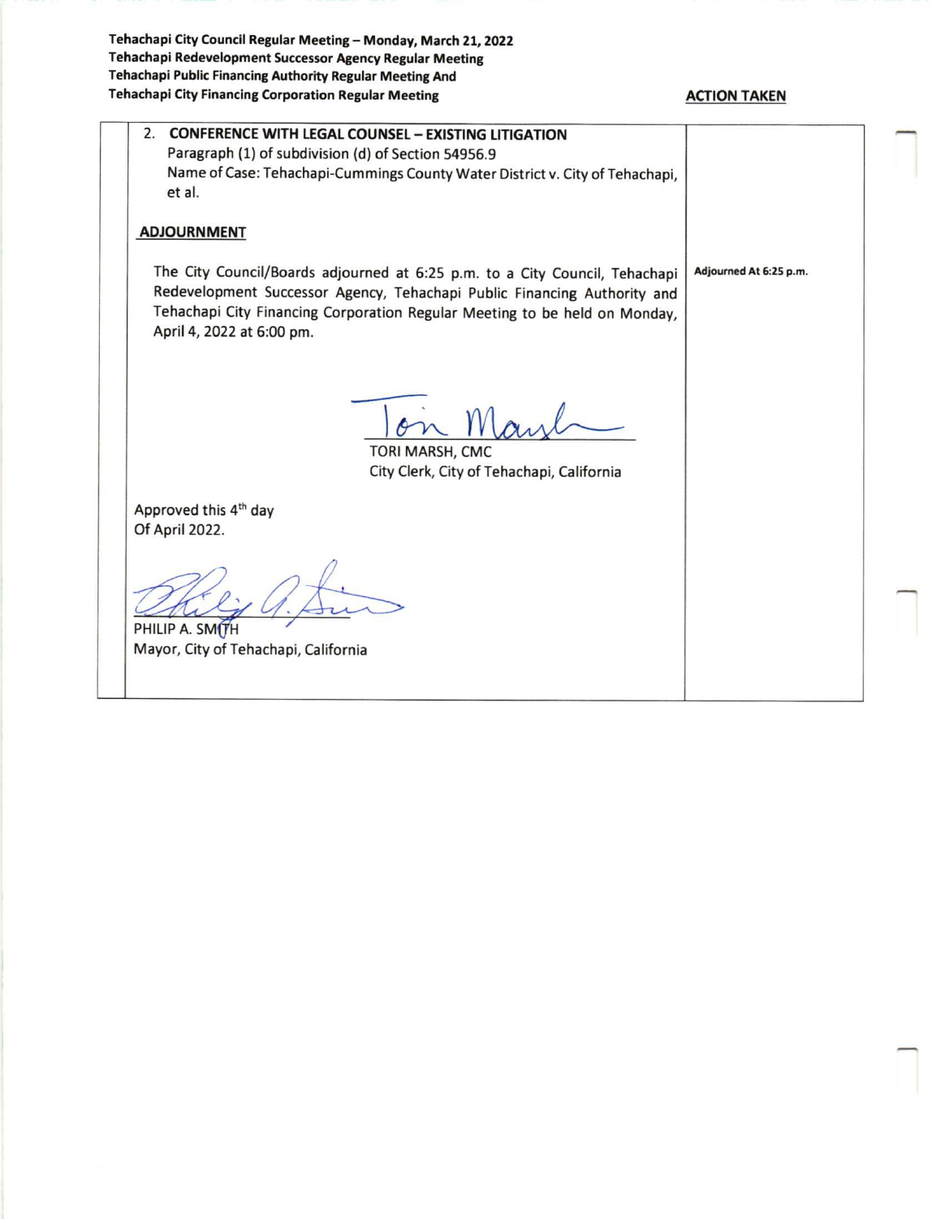| | ACTION TAKEN |
|---|---|
| 2. **CONFERENCE WITH LEGAL COUNSEL – EXISTING LITIGATION**<br>Paragraph (1) of subdivision (d) of Section 54956.9<br>Name of Case: Tehachapi-Cummings County Water District v. City of Tehachapi, et al. | |
| **ADJOURNMENT** | |
| The City Council/Boards adjourned at 6:25 p.m. to a City Council, Tehachapi Redevelopment Successor Agency, Tehachapi Public Financing Authority and Tehachapi City Financing Corporation Regular Meeting to be held on Monday, April 4, 2022 at 6:00 pm. | Adjourned At 6:25 p.m. |
| TORI MARSH, CMC<br>City Clerk, City of Tehachapi, California | |
| Approved this 4th day<br>Of April 2022. | |
| PHILIP A. SMITH<br>Mayor, City of Tehachapi, California | |